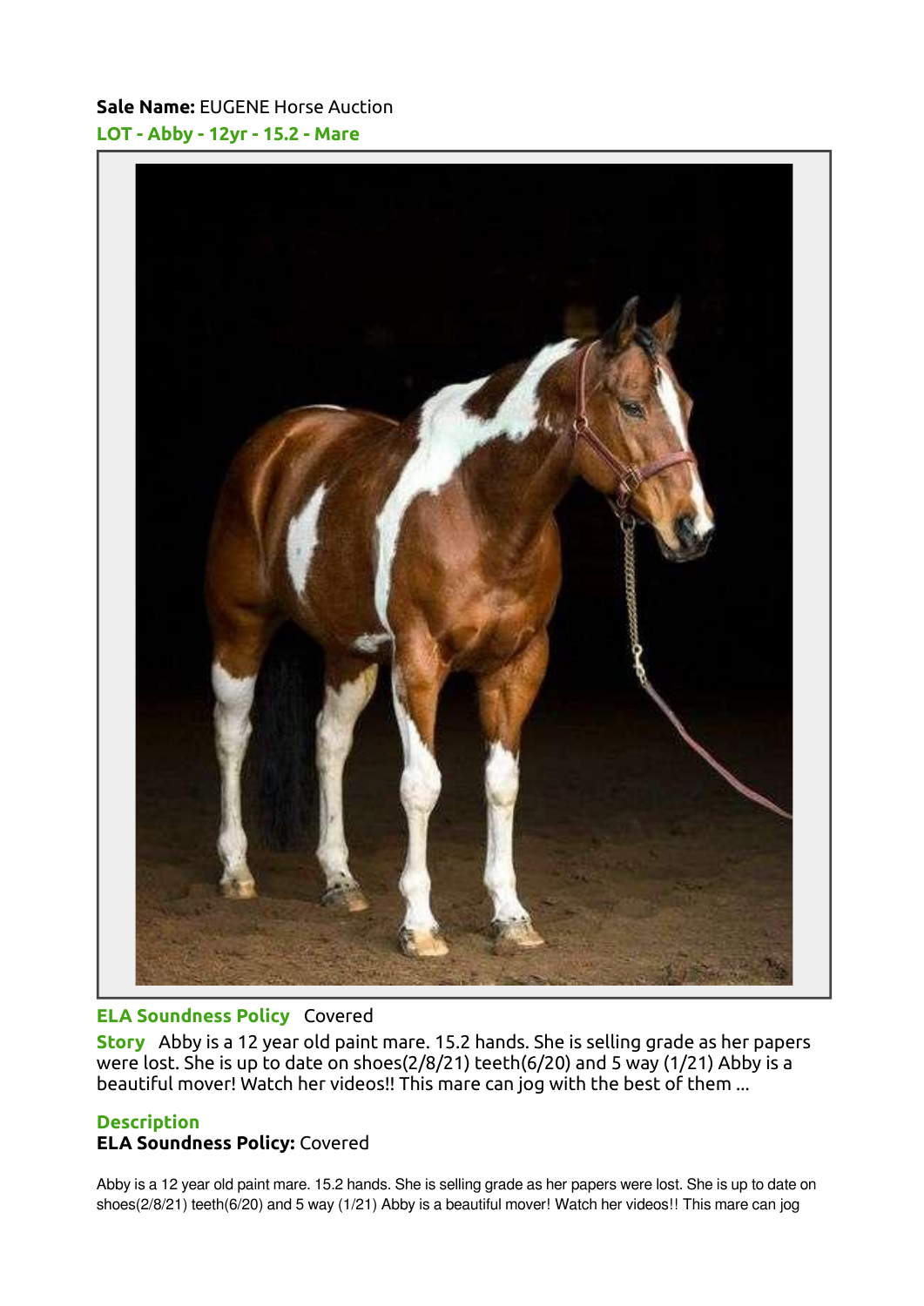**Sale Name:** EUGENE Horse Auction

## LOT - Abby - 12yr - 15.2 - Mare

**ELA Soundness Policy** Covered

**Story** Abby is a 12 year old paint mare. 15.2 hands. She is selling grade as her papers were lost. She is up to date on shoes(2/8/21) teeth(6/20) and 5 way (1/21) Abby is a beautiful mover! Watch her videos!! This mare can jog with the best of them ...

### Description

**ELA Soundness Policy:** Covered

Abby is a 12 year old paint mare. 15.2 hands. She is selling grade as her papers were lost. She is up to date on shoes(2/8/21) teeth(6/20) and 5 way (1/21) Abby is a beautiful mover! Watch her videos!! This mare can jog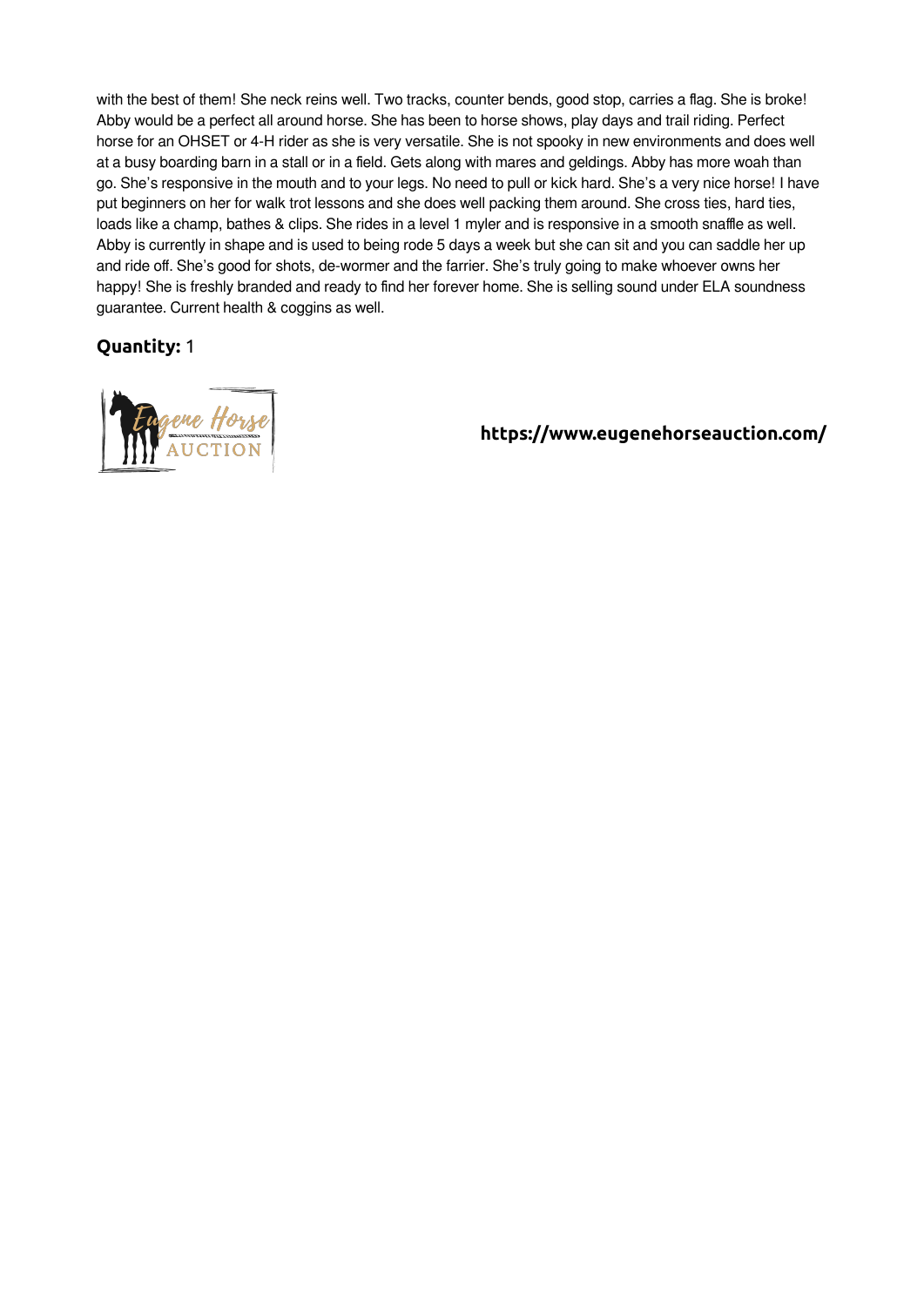with the best of them! She neck reins well. Two tracks, counter bends, good stop, carries a flag. She is broke! Abby would be a perfect all around horse. She has been to horse shows, play days and trail riding. Perfect horse for an OHSET or 4-H rider as she is very versatile. She is not spooky in new environments and does well at a busy boarding barn in a stall or in a field. Gets along with mares and geldings. Abby has more woah than go. She's responsive in the mouth and to your legs. No need to pull or kick hard. She's a very nice horse! I have put beginners on her for walk trot lessons and she does well packing them around. She cross ties, hard ties, loads like a champ, bathes & clips. She rides in a level 1 myler and is responsive in a smooth snaffle as well. Abby is currently in shape and is used to being rode 5 days a week but she can sit and you can saddle her up and ride off. She's good for shots, de-wormer and the farrier. She's truly going to make whoever owns her happy! She is freshly branded and ready to find her forever home. She is selling sound under ELA soundness guarantee. Current health & coggins as well.

**Quantity:** 1

Eugene Horse AUCTION

**https://www.eugenehorseauction.com/**